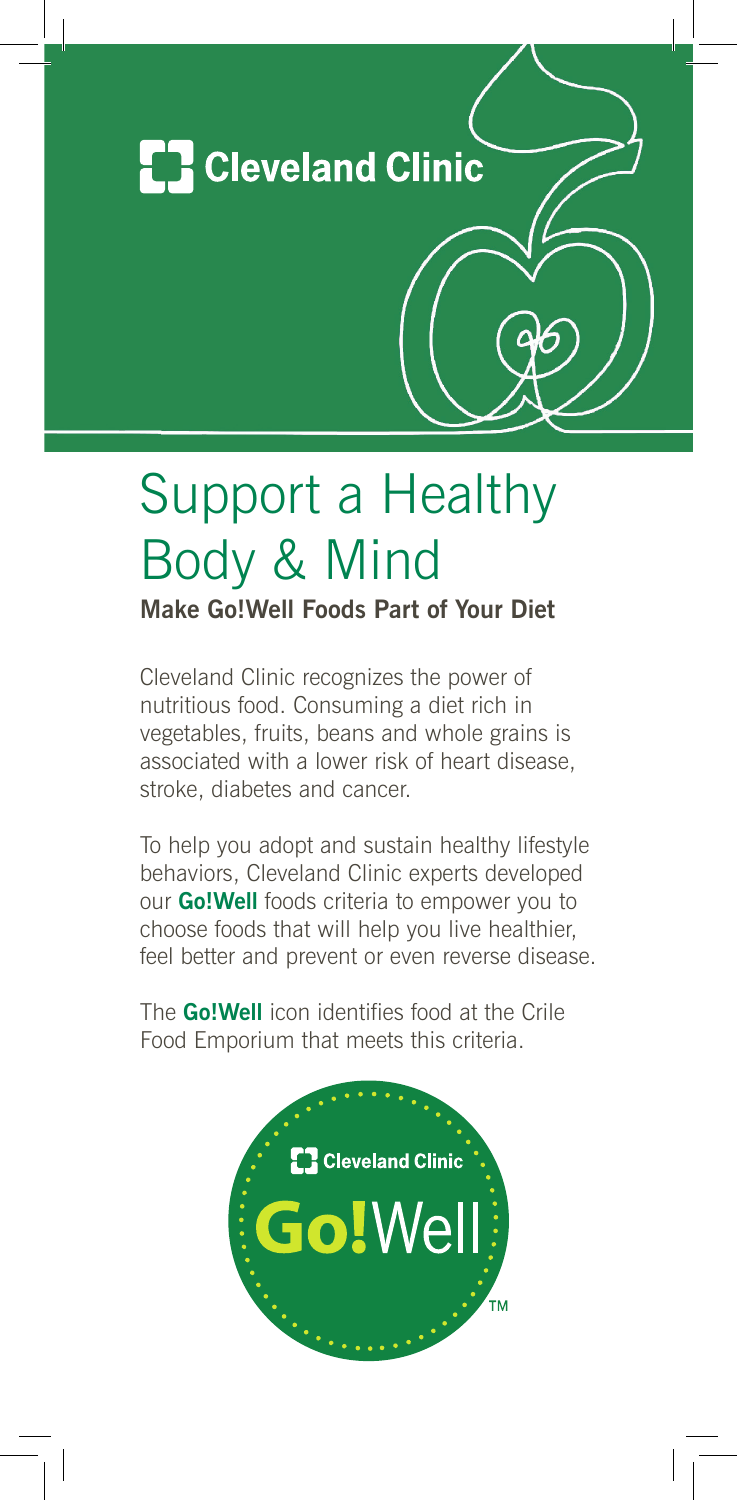Cleveland Clinic

# Support a Healthy Body & Mind

## Make Go!Well Foods Part of Your Diet

Cleveland Clinic recognizes the power of nutritious food. Consuming a diet rich in vegetables, fruits, beans and whole grains is associated with a lower risk of heart disease, stroke, diabetes and cancer.

To help you adopt and sustain healthy lifestyle behaviors, Cleveland Clinic experts developed our **Go!Well** foods criteria to empower you to choose foods that will help you live healthier, feel better and prevent or even reverse disease.

The **Go!Well** icon identifies food at the Crile Food Emporium that meets this criteria.

Cleveland Clinic

Go!Well™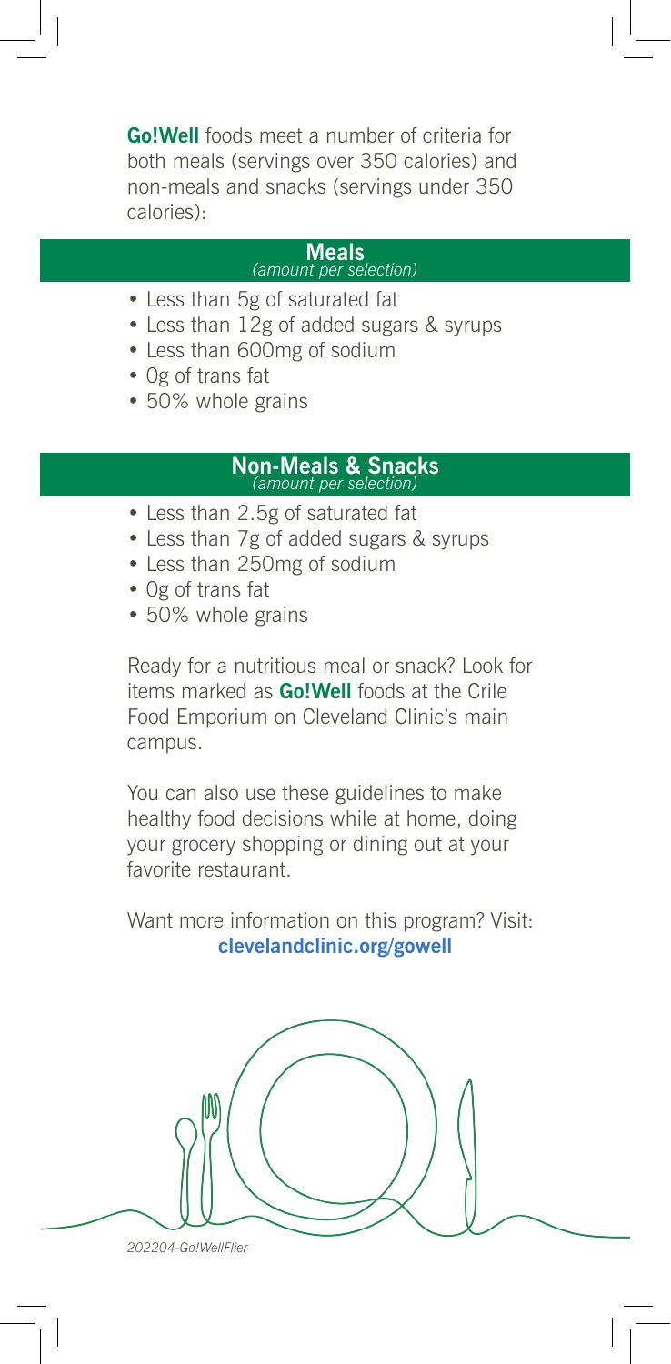**Go!Well** foods meet a number of criteria for both meals (servings over 350 calories) and non-meals and snacks (servings under 350 calories):

## Meals
*(amount per selection)*

- Less than 5g of saturated fat
- Less than 12g of added sugars & syrups
- Less than 600mg of sodium
- 0g of trans fat
- 50% whole grains

## Non-Meals & Snacks
*(amount per selection)*

- Less than 2.5g of saturated fat
- Less than 7g of added sugars & syrups
- Less than 250mg of sodium
- 0g of trans fat
- 50% whole grains

Ready for a nutritious meal or snack? Look for items marked as **Go!Well** foods at the Crile Food Emporium on Cleveland Clinic's main campus.

You can also use these guidelines to make healthy food decisions while at home, doing your grocery shopping or dining out at your favorite restaurant.

Want more information on this program? Visit:
**clevelandclinic.org/gowell**

*202204-Go!WellFlier*